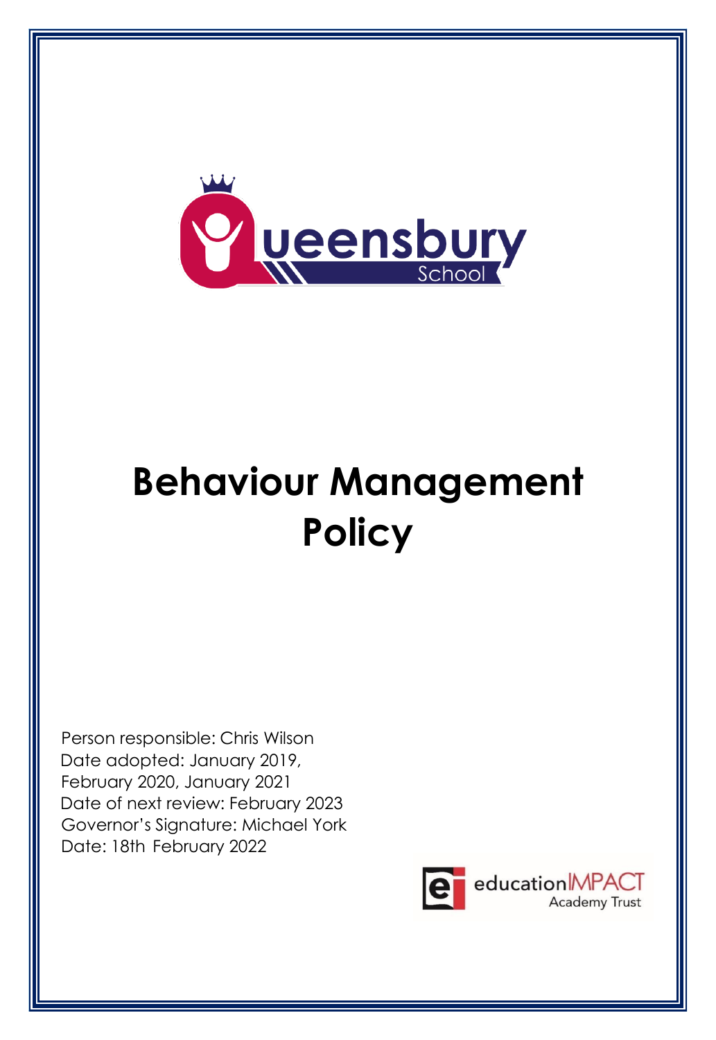Queensbury School

# Behaviour Management Policy

Person responsible: Chris Wilson
Date adopted: January 2019, February 2020, January 2021
Date of next review: February 2023
Governor's Signature: Michael York
Date: 18th February 2022

educationIMPACT Academy Trust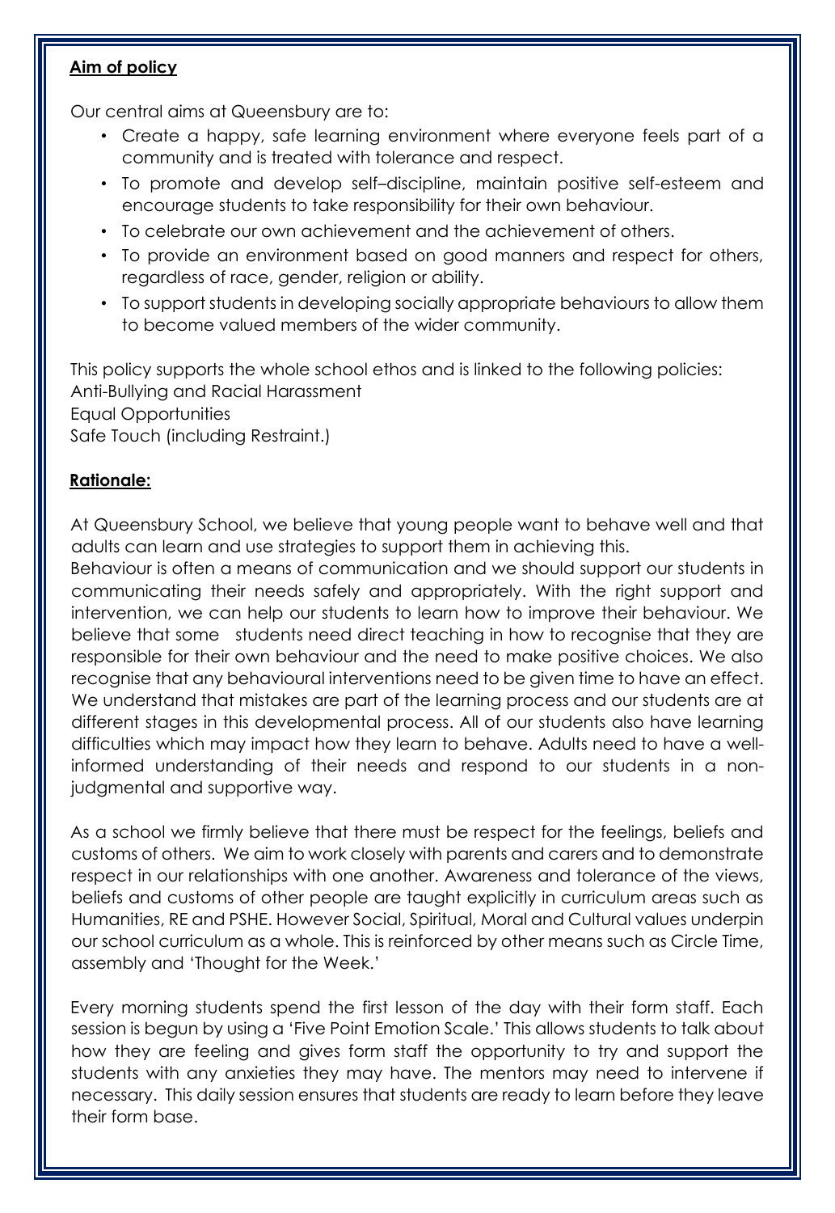**Aim of policy**

Our central aims at Queensbury are to:

- Create a happy, safe learning environment where everyone feels part of a community and is treated with tolerance and respect.
- To promote and develop self–discipline, maintain positive self-esteem and encourage students to take responsibility for their own behaviour.
- To celebrate our own achievement and the achievement of others.
- To provide an environment based on good manners and respect for others, regardless of race, gender, religion or ability.
- To support students in developing socially appropriate behaviours to allow them to become valued members of the wider community.

This policy supports the whole school ethos and is linked to the following policies:
Anti-Bullying and Racial Harassment
Equal Opportunities
Safe Touch (including Restraint.)

**Rationale:**

At Queensbury School, we believe that young people want to behave well and that adults can learn and use strategies to support them in achieving this.
Behaviour is often a means of communication and we should support our students in communicating their needs safely and appropriately. With the right support and intervention, we can help our students to learn how to improve their behaviour. We believe that some students need direct teaching in how to recognise that they are responsible for their own behaviour and the need to make positive choices. We also recognise that any behavioural interventions need to be given time to have an effect. We understand that mistakes are part of the learning process and our students are at different stages in this developmental process. All of our students also have learning difficulties which may impact how they learn to behave. Adults need to have a well-informed understanding of their needs and respond to our students in a non-judgmental and supportive way.

As a school we firmly believe that there must be respect for the feelings, beliefs and customs of others. We aim to work closely with parents and carers and to demonstrate respect in our relationships with one another. Awareness and tolerance of the views, beliefs and customs of other people are taught explicitly in curriculum areas such as Humanities, RE and PSHE. However Social, Spiritual, Moral and Cultural values underpin our school curriculum as a whole. This is reinforced by other means such as Circle Time, assembly and 'Thought for the Week.'

Every morning students spend the first lesson of the day with their form staff. Each session is begun by using a 'Five Point Emotion Scale.' This allows students to talk about how they are feeling and gives form staff the opportunity to try and support the students with any anxieties they may have. The mentors may need to intervene if necessary. This daily session ensures that students are ready to learn before they leave their form base.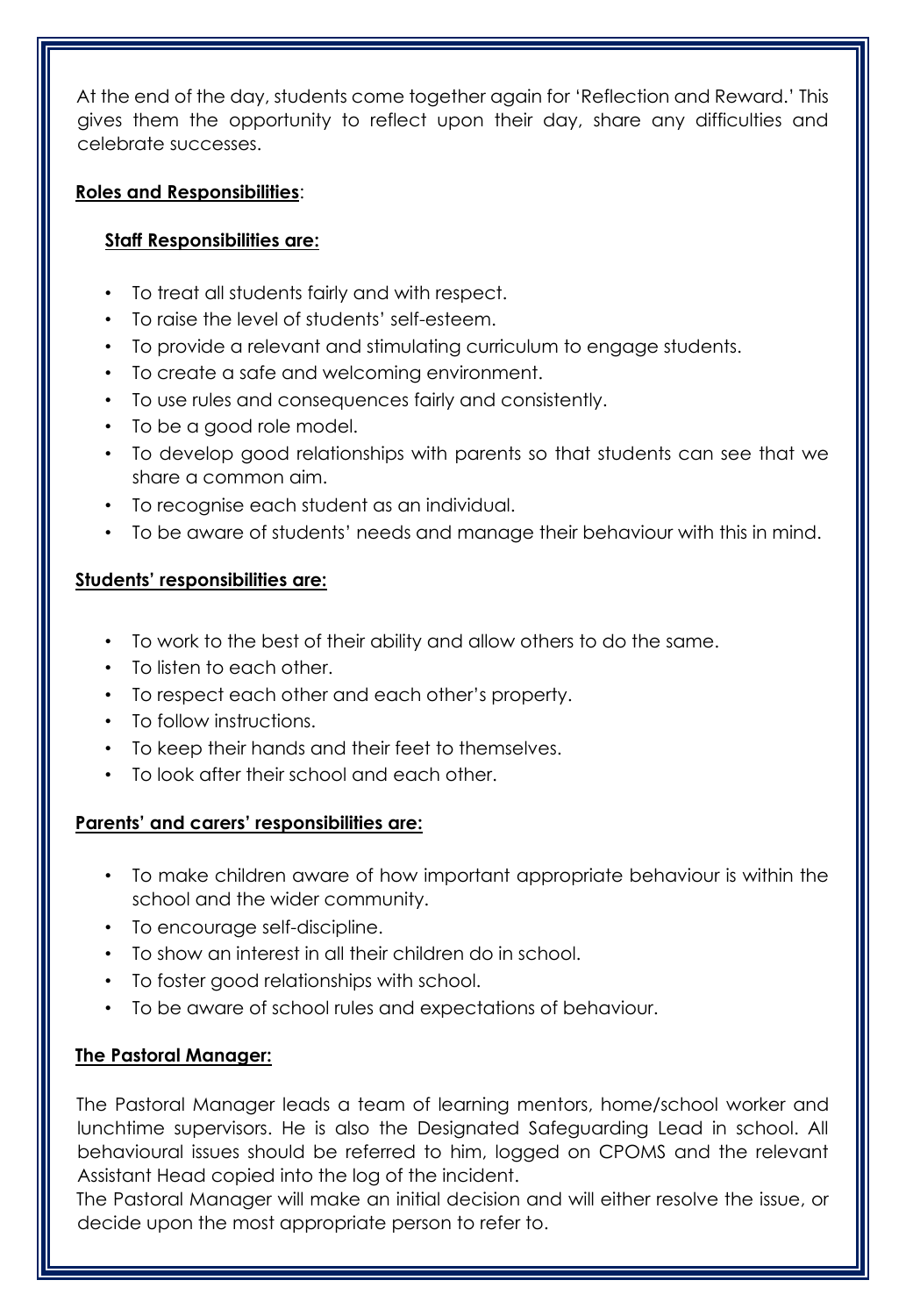At the end of the day, students come together again for 'Reflection and Reward.' This gives them the opportunity to reflect upon their day, share any difficulties and celebrate successes.

**Roles and Responsibilities**:

**Staff Responsibilities are:**

- To treat all students fairly and with respect.
- To raise the level of students' self-esteem.
- To provide a relevant and stimulating curriculum to engage students.
- To create a safe and welcoming environment.
- To use rules and consequences fairly and consistently.
- To be a good role model.
- To develop good relationships with parents so that students can see that we share a common aim.
- To recognise each student as an individual.
- To be aware of students' needs and manage their behaviour with this in mind.

**Students' responsibilities are:**

- To work to the best of their ability and allow others to do the same.
- To listen to each other.
- To respect each other and each other's property.
- To follow instructions.
- To keep their hands and their feet to themselves.
- To look after their school and each other.

**Parents' and carers' responsibilities are:**

- To make children aware of how important appropriate behaviour is within the school and the wider community.
- To encourage self-discipline.
- To show an interest in all their children do in school.
- To foster good relationships with school.
- To be aware of school rules and expectations of behaviour.

**The Pastoral Manager:**

The Pastoral Manager leads a team of learning mentors, home/school worker and lunchtime supervisors. He is also the Designated Safeguarding Lead in school. All behavioural issues should be referred to him, logged on CPOMS and the relevant Assistant Head copied into the log of the incident.
The Pastoral Manager will make an initial decision and will either resolve the issue, or decide upon the most appropriate person to refer to.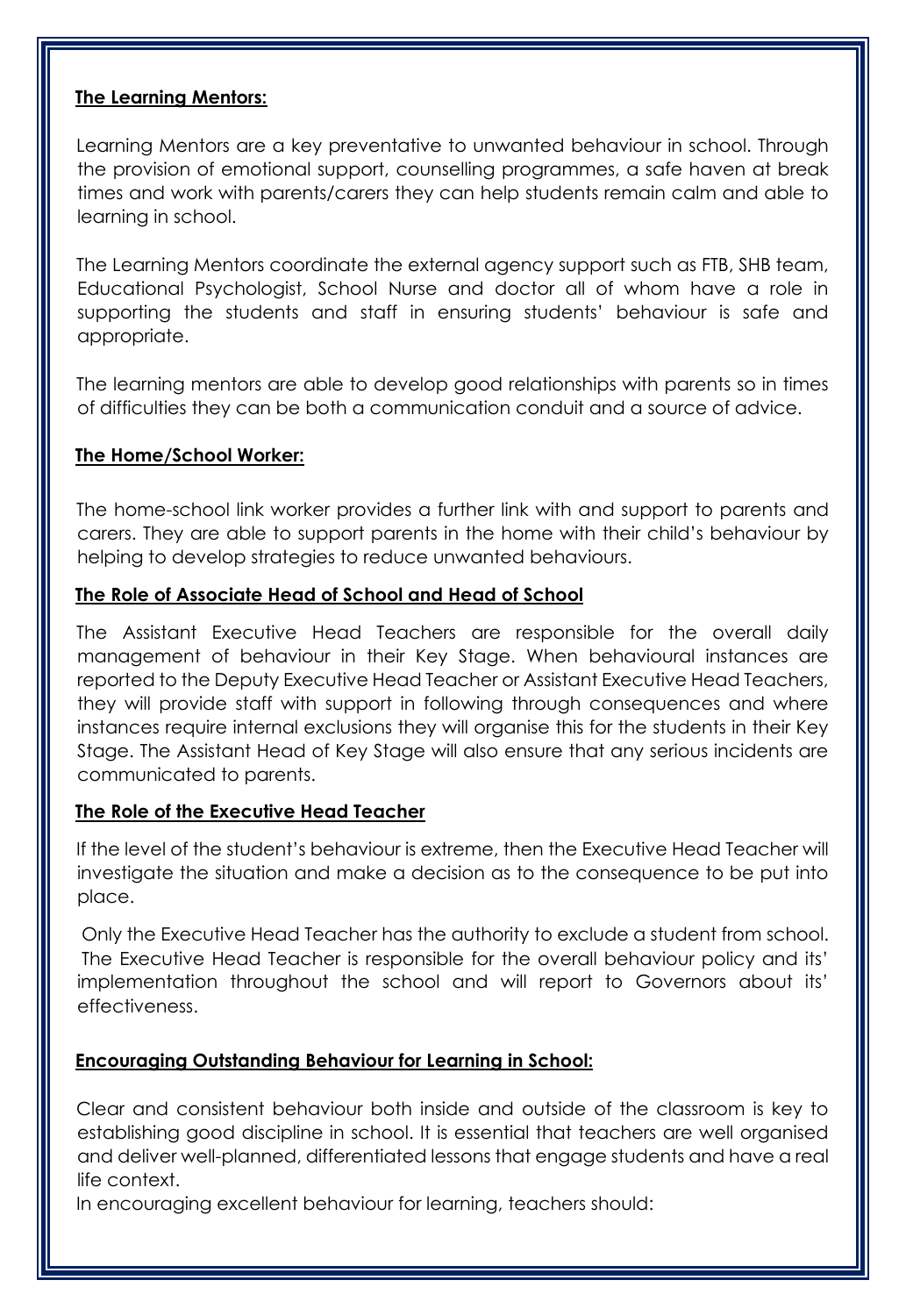**The Learning Mentors:**

Learning Mentors are a key preventative to unwanted behaviour in school. Through the provision of emotional support, counselling programmes, a safe haven at break times and work with parents/carers they can help students remain calm and able to learning in school.

The Learning Mentors coordinate the external agency support such as FTB, SHB team, Educational Psychologist, School Nurse and doctor all of whom have a role in supporting the students and staff in ensuring students' behaviour is safe and appropriate.

The learning mentors are able to develop good relationships with parents so in times of difficulties they can be both a communication conduit and a source of advice.

**The Home/School Worker:**

The home-school link worker provides a further link with and support to parents and carers. They are able to support parents in the home with their child's behaviour by helping to develop strategies to reduce unwanted behaviours.

**The Role of Associate Head of School and Head of School**

The Assistant Executive Head Teachers are responsible for the overall daily management of behaviour in their Key Stage. When behavioural instances are reported to the Deputy Executive Head Teacher or Assistant Executive Head Teachers, they will provide staff with support in following through consequences and where instances require internal exclusions they will organise this for the students in their Key Stage. The Assistant Head of Key Stage will also ensure that any serious incidents are communicated to parents.

**The Role of the Executive Head Teacher**

If the level of the student's behaviour is extreme, then the Executive Head Teacher will investigate the situation and make a decision as to the consequence to be put into place.

Only the Executive Head Teacher has the authority to exclude a student from school. The Executive Head Teacher is responsible for the overall behaviour policy and its' implementation throughout the school and will report to Governors about its' effectiveness.

**Encouraging Outstanding Behaviour for Learning in School:**

Clear and consistent behaviour both inside and outside of the classroom is key to establishing good discipline in school. It is essential that teachers are well organised and deliver well-planned, differentiated lessons that engage students and have a real life context.

In encouraging excellent behaviour for learning, teachers should: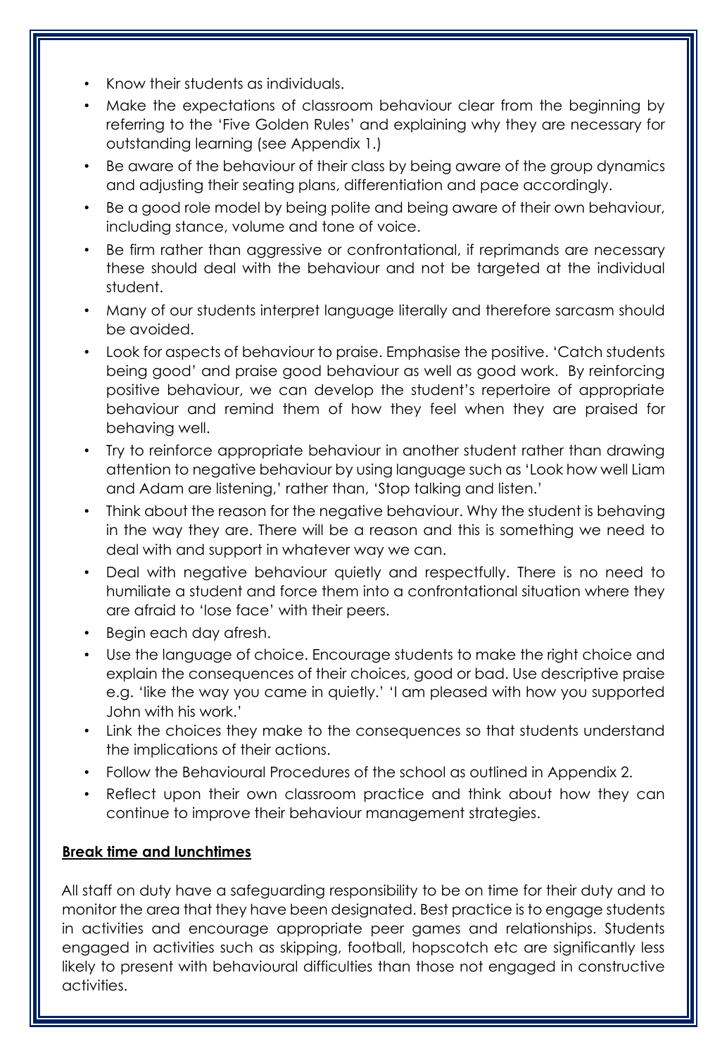- Know their students as individuals.
- Make the expectations of classroom behaviour clear from the beginning by referring to the 'Five Golden Rules' and explaining why they are necessary for outstanding learning (see Appendix 1.)
- Be aware of the behaviour of their class by being aware of the group dynamics and adjusting their seating plans, differentiation and pace accordingly.
- Be a good role model by being polite and being aware of their own behaviour, including stance, volume and tone of voice.
- Be firm rather than aggressive or confrontational, if reprimands are necessary these should deal with the behaviour and not be targeted at the individual student.
- Many of our students interpret language literally and therefore sarcasm should be avoided.
- Look for aspects of behaviour to praise. Emphasise the positive. 'Catch students being good' and praise good behaviour as well as good work. By reinforcing positive behaviour, we can develop the student's repertoire of appropriate behaviour and remind them of how they feel when they are praised for behaving well.
- Try to reinforce appropriate behaviour in another student rather than drawing attention to negative behaviour by using language such as 'Look how well Liam and Adam are listening,' rather than, 'Stop talking and listen.'
- Think about the reason for the negative behaviour. Why the student is behaving in the way they are. There will be a reason and this is something we need to deal with and support in whatever way we can.
- Deal with negative behaviour quietly and respectfully. There is no need to humiliate a student and force them into a confrontational situation where they are afraid to 'lose face' with their peers.
- Begin each day afresh.
- Use the language of choice. Encourage students to make the right choice and explain the consequences of their choices, good or bad. Use descriptive praise e.g. 'like the way you came in quietly.' 'I am pleased with how you supported John with his work.'
- Link the choices they make to the consequences so that students understand the implications of their actions.
- Follow the Behavioural Procedures of the school as outlined in Appendix 2.
- Reflect upon their own classroom practice and think about how they can continue to improve their behaviour management strategies.

**Break time and lunchtimes**

All staff on duty have a safeguarding responsibility to be on time for their duty and to monitor the area that they have been designated. Best practice is to engage students in activities and encourage appropriate peer games and relationships. Students engaged in activities such as skipping, football, hopscotch etc are significantly less likely to present with behavioural difficulties than those not engaged in constructive activities.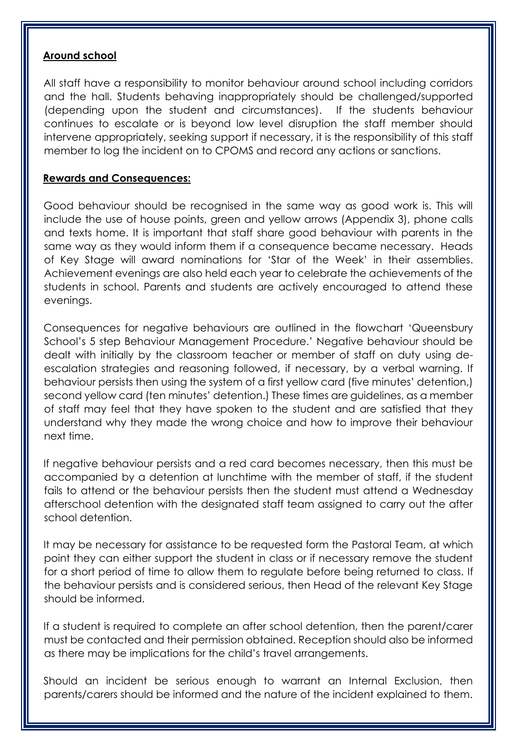**Around school**

All staff have a responsibility to monitor behaviour around school including corridors and the hall. Students behaving inappropriately should be challenged/supported (depending upon the student and circumstances). If the students behaviour continues to escalate or is beyond low level disruption the staff member should intervene appropriately, seeking support if necessary, it is the responsibility of this staff member to log the incident on to CPOMS and record any actions or sanctions.

**Rewards and Consequences:**

Good behaviour should be recognised in the same way as good work is. This will include the use of house points, green and yellow arrows (Appendix 3), phone calls and texts home. It is important that staff share good behaviour with parents in the same way as they would inform them if a consequence became necessary. Heads of Key Stage will award nominations for 'Star of the Week' in their assemblies. Achievement evenings are also held each year to celebrate the achievements of the students in school. Parents and students are actively encouraged to attend these evenings.

Consequences for negative behaviours are outlined in the flowchart 'Queensbury School's 5 step Behaviour Management Procedure.' Negative behaviour should be dealt with initially by the classroom teacher or member of staff on duty using de-escalation strategies and reasoning followed, if necessary, by a verbal warning. If behaviour persists then using the system of a first yellow card (five minutes' detention,) second yellow card (ten minutes' detention.) These times are guidelines, as a member of staff may feel that they have spoken to the student and are satisfied that they understand why they made the wrong choice and how to improve their behaviour next time.

If negative behaviour persists and a red card becomes necessary, then this must be accompanied by a detention at lunchtime with the member of staff, if the student fails to attend or the behaviour persists then the student must attend a Wednesday afterschool detention with the designated staff team assigned to carry out the after school detention.

It may be necessary for assistance to be requested form the Pastoral Team, at which point they can either support the student in class or if necessary remove the student for a short period of time to allow them to regulate before being returned to class. If the behaviour persists and is considered serious, then Head of the relevant Key Stage should be informed.

If a student is required to complete an after school detention, then the parent/carer must be contacted and their permission obtained. Reception should also be informed as there may be implications for the child's travel arrangements.

Should an incident be serious enough to warrant an Internal Exclusion, then parents/carers should be informed and the nature of the incident explained to them.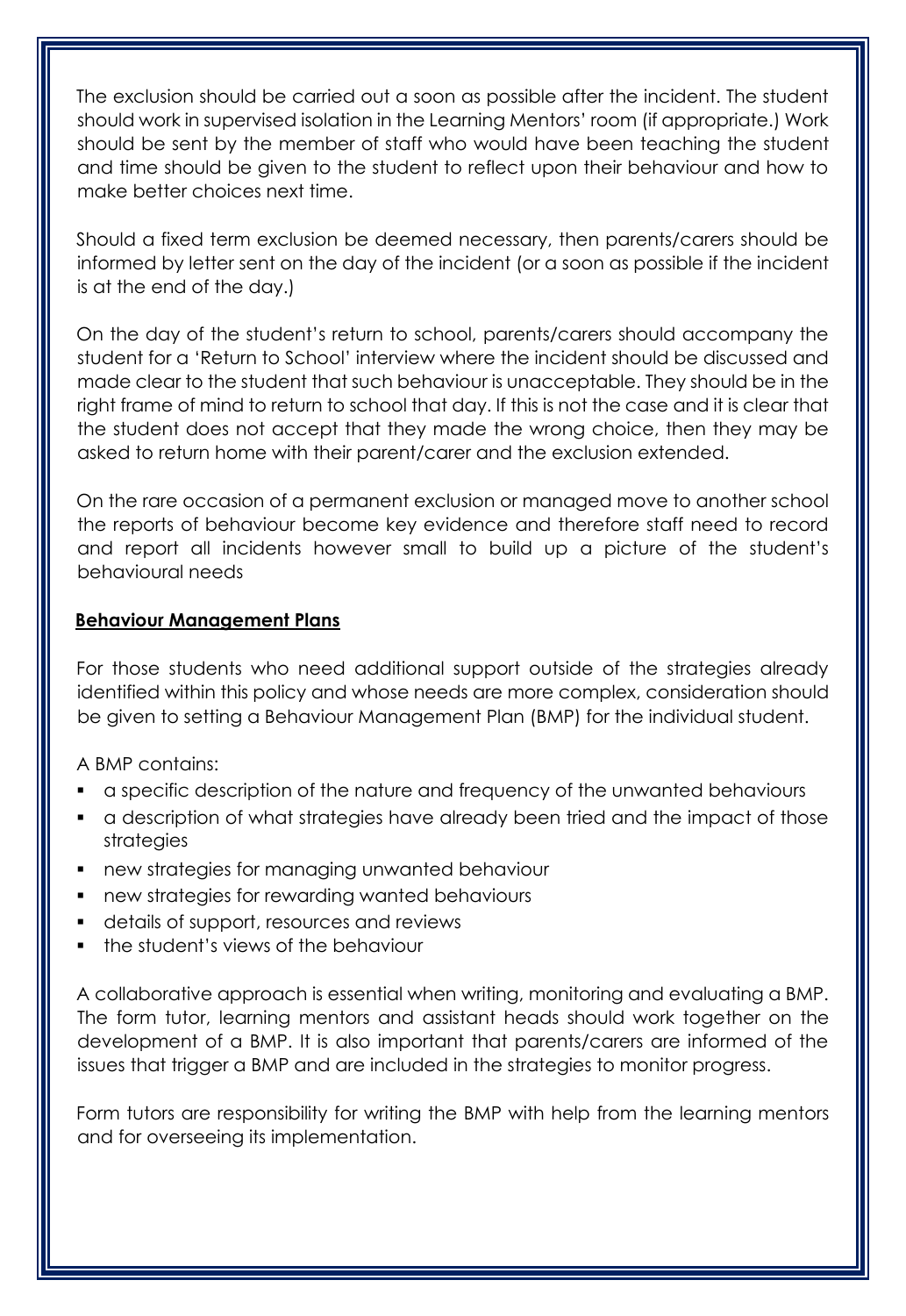The exclusion should be carried out a soon as possible after the incident. The student should work in supervised isolation in the Learning Mentors' room (if appropriate.) Work should be sent by the member of staff who would have been teaching the student and time should be given to the student to reflect upon their behaviour and how to make better choices next time.

Should a fixed term exclusion be deemed necessary, then parents/carers should be informed by letter sent on the day of the incident (or a soon as possible if the incident is at the end of the day.)

On the day of the student's return to school, parents/carers should accompany the student for a 'Return to School' interview where the incident should be discussed and made clear to the student that such behaviour is unacceptable. They should be in the right frame of mind to return to school that day. If this is not the case and it is clear that the student does not accept that they made the wrong choice, then they may be asked to return home with their parent/carer and the exclusion extended.

On the rare occasion of a permanent exclusion or managed move to another school the reports of behaviour become key evidence and therefore staff need to record and report all incidents however small to build up a picture of the student's behavioural needs

## Behaviour Management Plans

For those students who need additional support outside of the strategies already identified within this policy and whose needs are more complex, consideration should be given to setting a Behaviour Management Plan (BMP) for the individual student.

A BMP contains:

- a specific description of the nature and frequency of the unwanted behaviours
- a description of what strategies have already been tried and the impact of those strategies
- new strategies for managing unwanted behaviour
- new strategies for rewarding wanted behaviours
- details of support, resources and reviews
- the student's views of the behaviour

A collaborative approach is essential when writing, monitoring and evaluating a BMP. The form tutor, learning mentors and assistant heads should work together on the development of a BMP. It is also important that parents/carers are informed of the issues that trigger a BMP and are included in the strategies to monitor progress.

Form tutors are responsibility for writing the BMP with help from the learning mentors and for overseeing its implementation.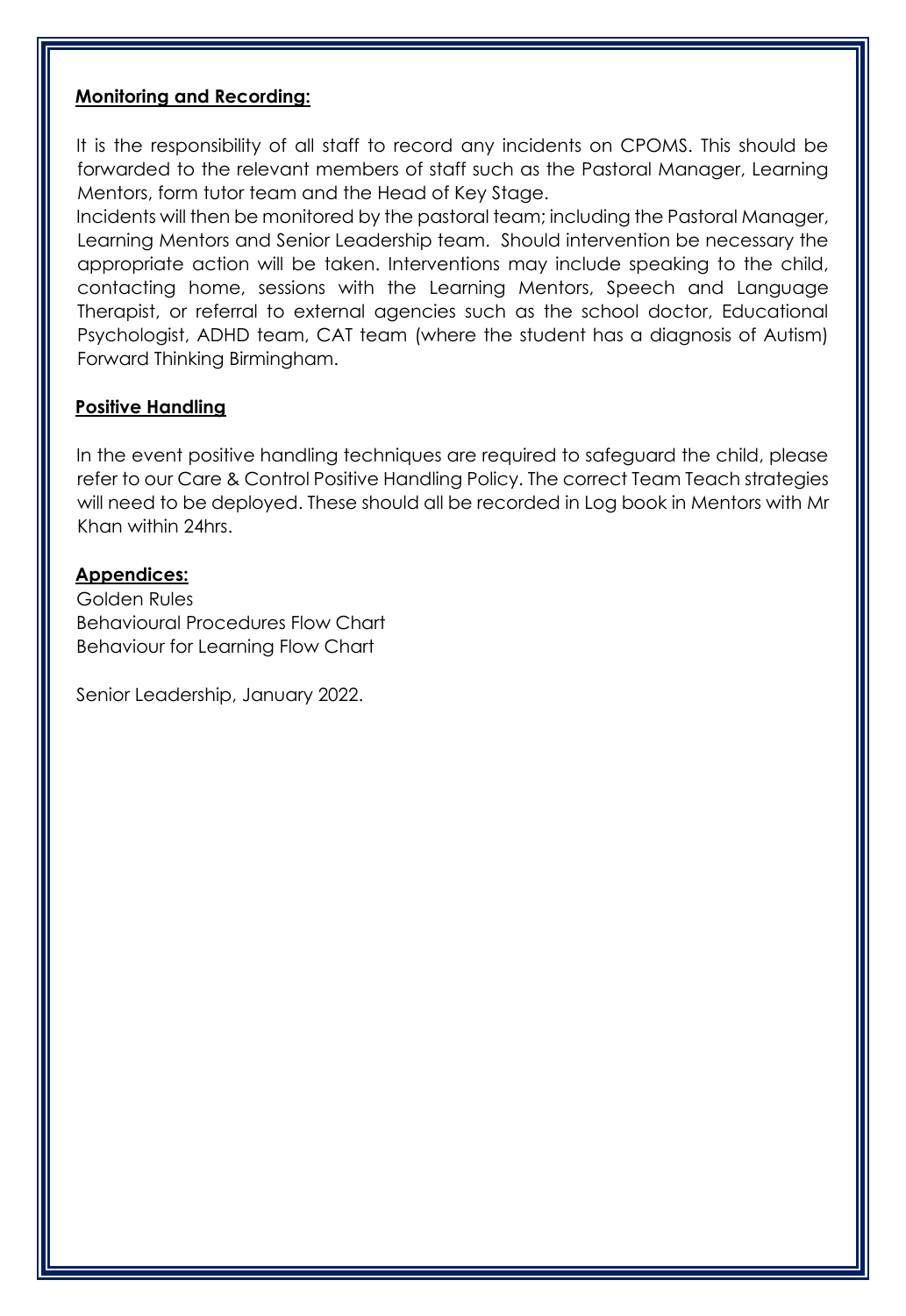**Monitoring and Recording:**

It is the responsibility of all staff to record any incidents on CPOMS. This should be forwarded to the relevant members of staff such as the Pastoral Manager, Learning Mentors, form tutor team and the Head of Key Stage.
Incidents will then be monitored by the pastoral team; including the Pastoral Manager, Learning Mentors and Senior Leadership team. Should intervention be necessary the appropriate action will be taken. Interventions may include speaking to the child, contacting home, sessions with the Learning Mentors, Speech and Language Therapist, or referral to external agencies such as the school doctor, Educational Psychologist, ADHD team, CAT team (where the student has a diagnosis of Autism) Forward Thinking Birmingham.

**Positive Handling**

In the event positive handling techniques are required to safeguard the child, please refer to our Care & Control Positive Handling Policy. The correct Team Teach strategies will need to be deployed. These should all be recorded in Log book in Mentors with Mr Khan within 24hrs.

**Appendices:**

Golden Rules
Behavioural Procedures Flow Chart
Behaviour for Learning Flow Chart

Senior Leadership, January 2022.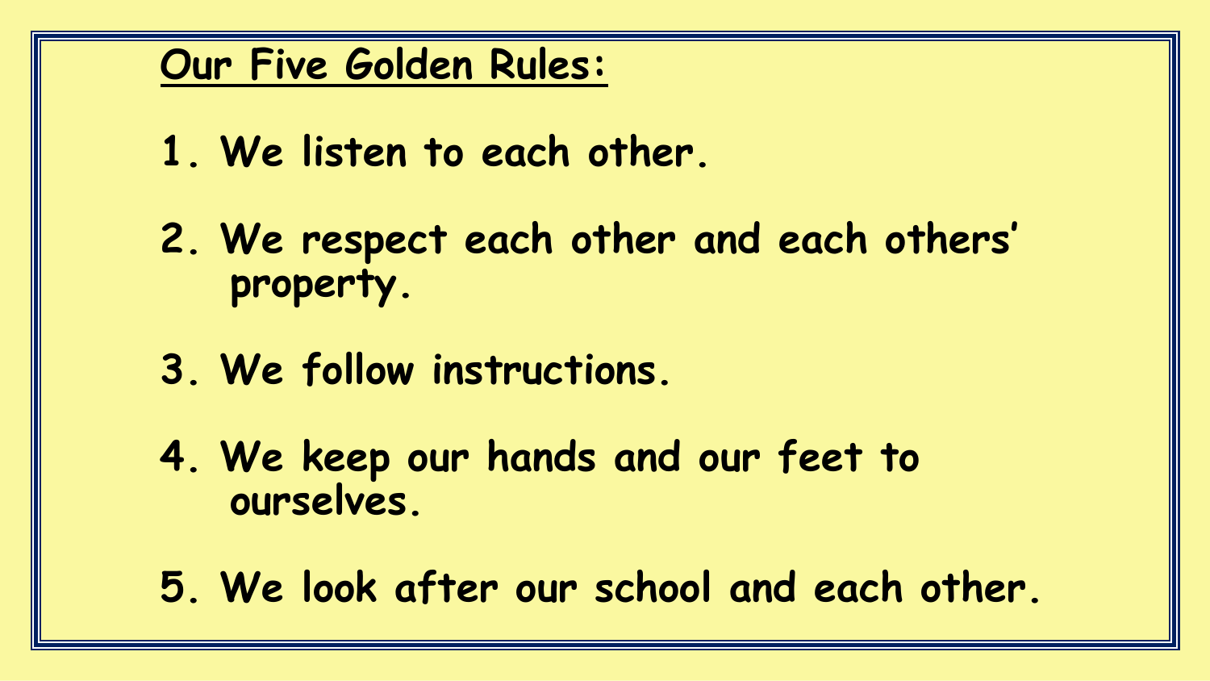## Our Five Golden Rules:

1. We listen to each other.
2. We respect each other and each others' property.
3. We follow instructions.
4. We keep our hands and our feet to ourselves.
5. We look after our school and each other.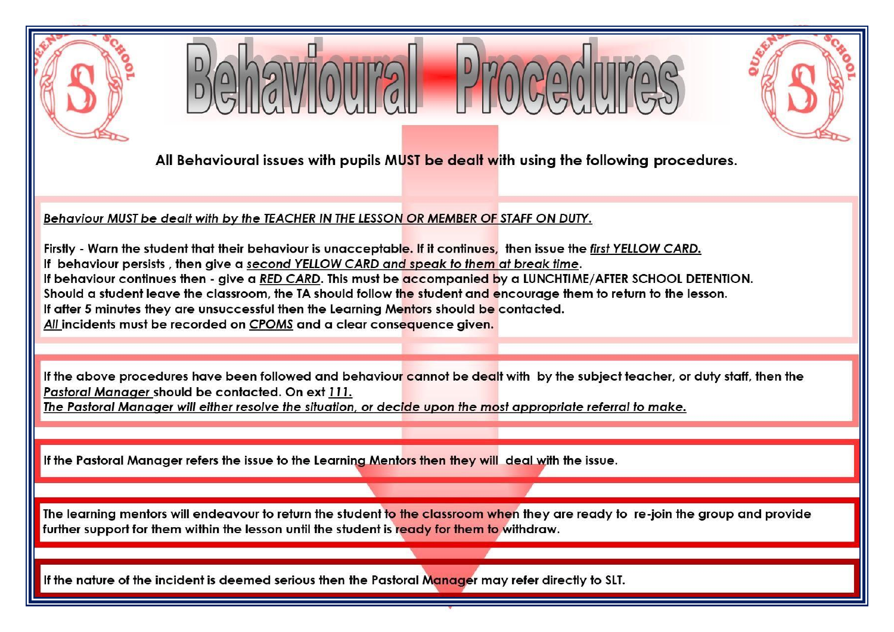# Behavioural Procedures

**All Behavioural issues with pupils MUST be dealt with using the following procedures.**

***Behaviour MUST be dealt with by the TEACHER IN THE LESSON OR MEMBER OF STAFF ON DUTY.***

**Firstly - Warn the student that their behaviour is unacceptable. If it continues, then issue the *first YELLOW CARD.***
**If behaviour persists , then give a *second YELLOW CARD and speak to them at break time*.**
**If behaviour continues then - give a *RED CARD*. This must be accompanied by a LUNCHTIME/AFTER SCHOOL DETENTION.**
**Should a student leave the classroom, the TA should follow the student and encourage them to return to the lesson.**
**If after 5 minutes they are unsuccessful then the Learning Mentors should be contacted.**
***All* incidents must be recorded on *CPOMS* and a clear consequence given.**

**If the above procedures have been followed and behaviour cannot be dealt with by the subject teacher, or duty staff, then the *Pastoral Manager* should be contacted. On ext *111.***
***The Pastoral Manager will either resolve the situation, or decide upon the most appropriate referral to make.***

**If the Pastoral Manager refers the issue to the Learning Mentors then they will deal with the issue.**

**The learning mentors will endeavour to return the student to the classroom when they are ready to re-join the group and provide further support for them within the lesson until the student is ready for them to withdraw.**

**If the nature of the incident is deemed serious then the Pastoral Manager may refer directly to SLT.**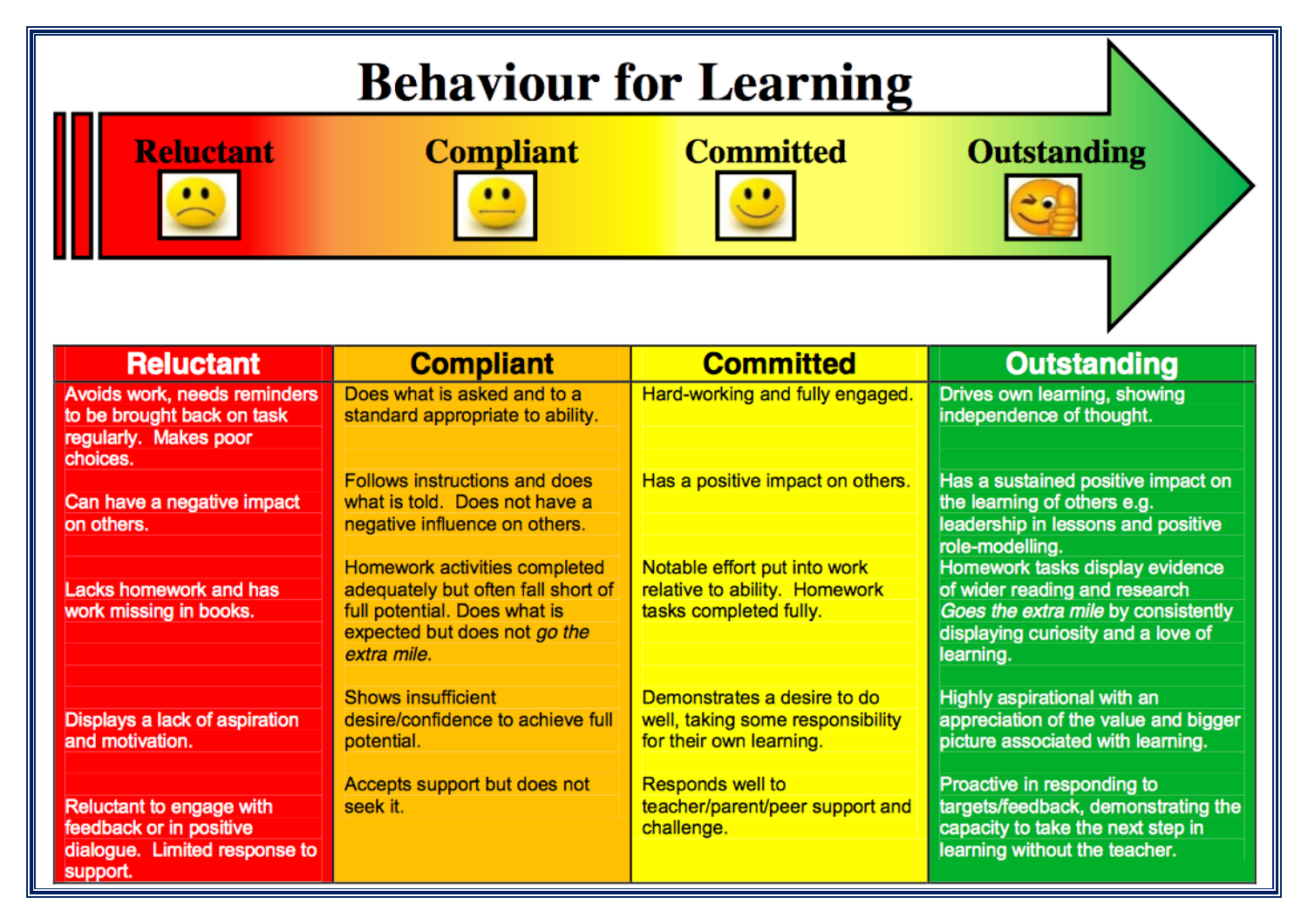# Behaviour for Learning

Reluctant | Compliant | Committed | Outstanding

| Reluctant | Compliant | Committed | Outstanding |
|---|---|---|---|
| Avoids work, needs reminders to be brought back on task regularly. Makes poor choices. | Does what is asked and to a standard appropriate to ability. | Hard-working and fully engaged. | Drives own learning, showing independence of thought. |
| Can have a negative impact on others. | Follows instructions and does what is told. Does not have a negative influence on others. | Has a positive impact on others. | Has a sustained positive impact on the learning of others e.g. leadership in lessons and positive role-modelling. |
| Lacks homework and has work missing in books. | Homework activities completed adequately but often fall short of full potential. Does what is expected but does not *go the extra mile.* | Notable effort put into work relative to ability. Homework tasks completed fully. | Homework tasks display evidence of wider reading and research *Goes the extra mile* by consistently displaying curiosity and a love of learning. |
| Displays a lack of aspiration and motivation. | Shows insufficient desire/confidence to achieve full potential. | Demonstrates a desire to do well, taking some responsibility for their own learning. | Highly aspirational with an appreciation of the value and bigger picture associated with learning. |
| Reluctant to engage with feedback or in positive dialogue. Limited response to support. | Accepts support but does not seek it. | Responds well to teacher/parent/peer support and challenge. | Proactive in responding to targets/feedback, demonstrating the capacity to take the next step in learning without the teacher. |